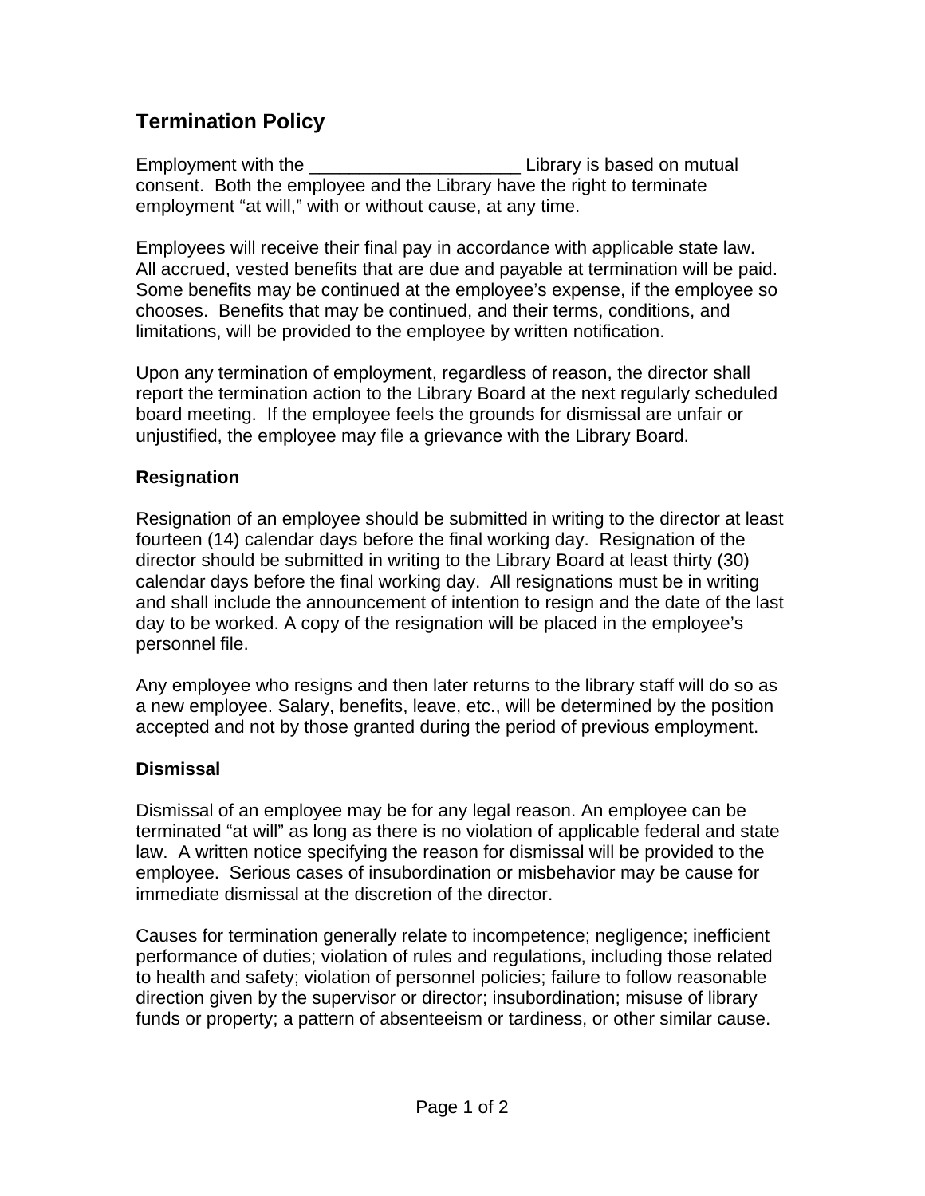# Termination Policy

Employment with the _____________________ Library is based on mutual consent. Both the employee and the Library have the right to terminate employment "at will," with or without cause, at any time.

Employees will receive their final pay in accordance with applicable state law. All accrued, vested benefits that are due and payable at termination will be paid. Some benefits may be continued at the employee's expense, if the employee so chooses. Benefits that may be continued, and their terms, conditions, and limitations, will be provided to the employee by written notification.

Upon any termination of employment, regardless of reason, the director shall report the termination action to the Library Board at the next regularly scheduled board meeting. If the employee feels the grounds for dismissal are unfair or unjustified, the employee may file a grievance with the Library Board.

## Resignation

Resignation of an employee should be submitted in writing to the director at least fourteen (14) calendar days before the final working day. Resignation of the director should be submitted in writing to the Library Board at least thirty (30) calendar days before the final working day. All resignations must be in writing and shall include the announcement of intention to resign and the date of the last day to be worked. A copy of the resignation will be placed in the employee's personnel file.

Any employee who resigns and then later returns to the library staff will do so as a new employee. Salary, benefits, leave, etc., will be determined by the position accepted and not by those granted during the period of previous employment.

## Dismissal

Dismissal of an employee may be for any legal reason. An employee can be terminated "at will" as long as there is no violation of applicable federal and state law. A written notice specifying the reason for dismissal will be provided to the employee. Serious cases of insubordination or misbehavior may be cause for immediate dismissal at the discretion of the director.

Causes for termination generally relate to incompetence; negligence; inefficient performance of duties; violation of rules and regulations, including those related to health and safety; violation of personnel policies; failure to follow reasonable direction given by the supervisor or director; insubordination; misuse of library funds or property; a pattern of absenteeism or tardiness, or other similar cause.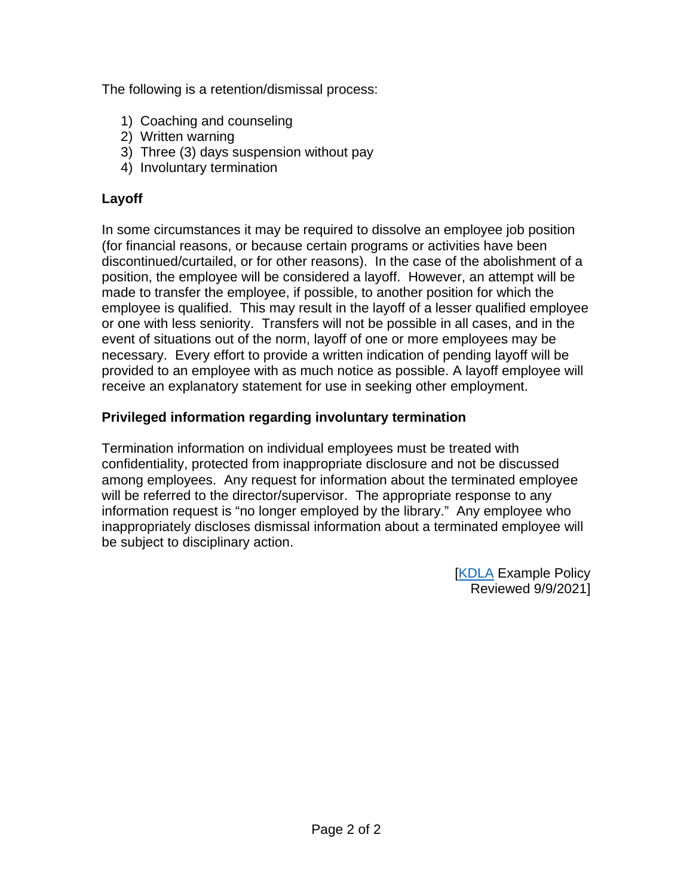The following is a retention/dismissal process:

1) Coaching and counseling
2) Written warning
3) Three (3) days suspension without pay
4) Involuntary termination

**Layoff**

In some circumstances it may be required to dissolve an employee job position (for financial reasons, or because certain programs or activities have been discontinued/curtailed, or for other reasons). In the case of the abolishment of a position, the employee will be considered a layoff. However, an attempt will be made to transfer the employee, if possible, to another position for which the employee is qualified. This may result in the layoff of a lesser qualified employee or one with less seniority. Transfers will not be possible in all cases, and in the event of situations out of the norm, layoff of one or more employees may be necessary. Every effort to provide a written indication of pending layoff will be provided to an employee with as much notice as possible. A layoff employee will receive an explanatory statement for use in seeking other employment.

**Privileged information regarding involuntary termination**

Termination information on individual employees must be treated with confidentiality, protected from inappropriate disclosure and not be discussed among employees. Any request for information about the terminated employee will be referred to the director/supervisor. The appropriate response to any information request is "no longer employed by the library." Any employee who inappropriately discloses dismissal information about a terminated employee will be subject to disciplinary action.

[KDLA Example Policy
Reviewed 9/9/2021]